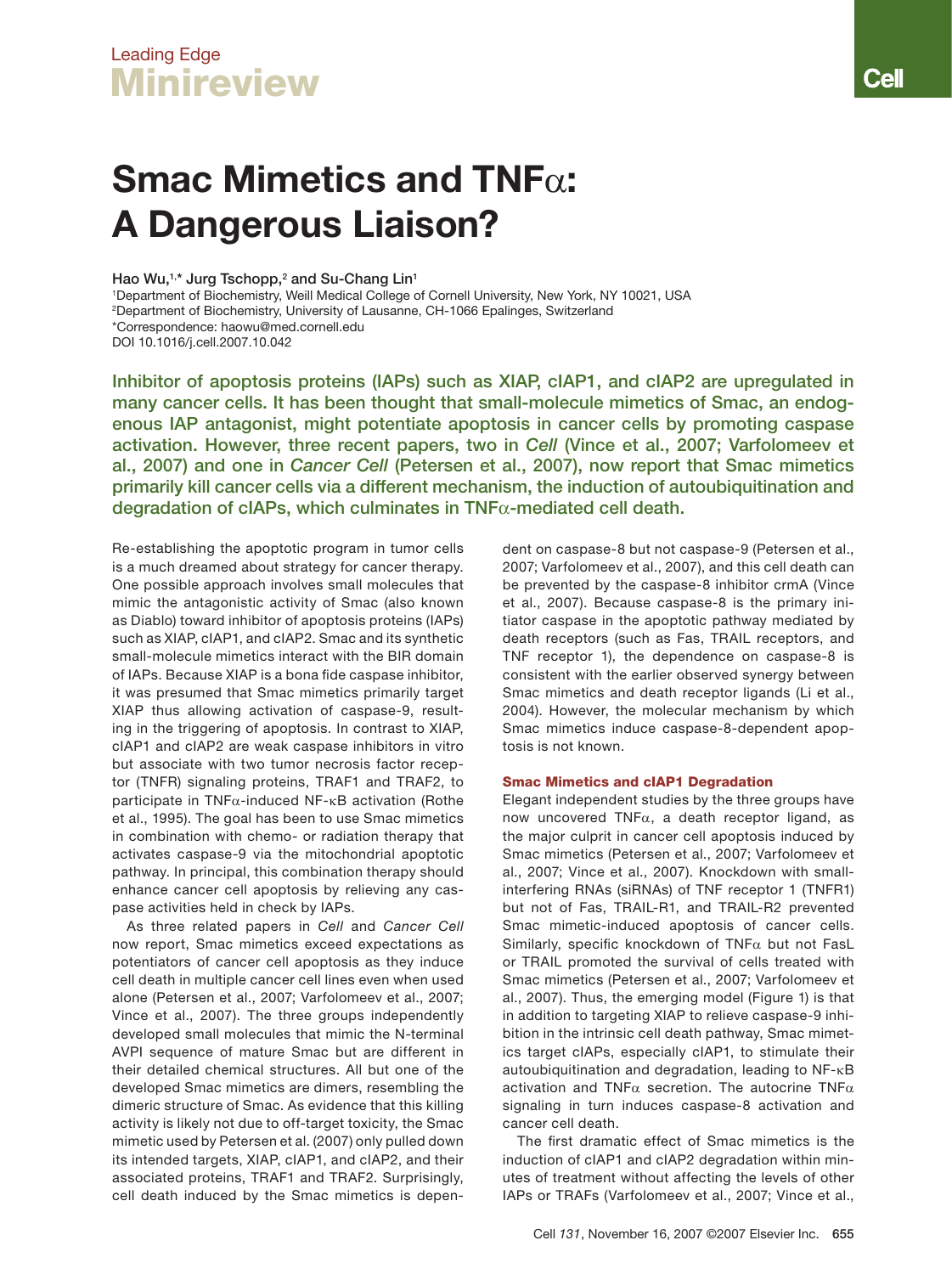Leading Edge

# Minireview

# Smac Mimetics and TNFα: A Dangerous Liaison?

**Hao Wu,[1,*] Jurg Tschopp,[2] and Su-Chang Lin[1]**

[1]Department of Biochemistry, Weill Medical College of Cornell University, New York, NY 10021, USA
[2]Department of Biochemistry, University of Lausanne, CH-1066 Epalinges, Switzerland
*Correspondence: haowu@med.cornell.edu
DOI 10.1016/j.cell.2007.10.042

**Inhibitor of apoptosis proteins (IAPs) such as XIAP, cIAP1, and cIAP2 are upregulated in many cancer cells. It has been thought that small-molecule mimetics of Smac, an endogenous IAP antagonist, might potentiate apoptosis in cancer cells by promoting caspase activation. However, three recent papers, two in *Cell* (Vince et al., 2007; Varfolomeev et al., 2007) and one in *Cancer Cell* (Petersen et al., 2007), now report that Smac mimetics primarily kill cancer cells via a different mechanism, the induction of autoubiquitination and degradation of cIAPs, which culminates in TNFα-mediated cell death.**

Re-establishing the apoptotic program in tumor cells is a much dreamed about strategy for cancer therapy. One possible approach involves small molecules that mimic the antagonistic activity of Smac (also known as Diablo) toward inhibitor of apoptosis proteins (IAPs) such as XIAP, cIAP1, and cIAP2. Smac and its synthetic small-molecule mimetics interact with the BIR domain of IAPs. Because XIAP is a bona fide caspase inhibitor, it was presumed that Smac mimetics primarily target XIAP thus allowing activation of caspase-9, resulting in the triggering of apoptosis. In contrast to XIAP, cIAP1 and cIAP2 are weak caspase inhibitors in vitro but associate with two tumor necrosis factor receptor (TNFR) signaling proteins, TRAF1 and TRAF2, to participate in TNFα-induced NF-κB activation (Rothe et al., 1995). The goal has been to use Smac mimetics in combination with chemo- or radiation therapy that activates caspase-9 via the mitochondrial apoptotic pathway. In principal, this combination therapy should enhance cancer cell apoptosis by relieving any caspase activities held in check by IAPs.

As three related papers in *Cell* and *Cancer Cell* now report, Smac mimetics exceed expectations as potentiators of cancer cell apoptosis as they induce cell death in multiple cancer cell lines even when used alone (Petersen et al., 2007; Varfolomeev et al., 2007; Vince et al., 2007). The three groups independently developed small molecules that mimic the N-terminal AVPI sequence of mature Smac but are different in their detailed chemical structures. All but one of the developed Smac mimetics are dimers, resembling the dimeric structure of Smac. As evidence that this killing activity is likely not due to off-target toxicity, the Smac mimetic used by Petersen et al. (2007) only pulled down its intended targets, XIAP, cIAP1, and cIAP2, and their associated proteins, TRAF1 and TRAF2. Surprisingly, cell death induced by the Smac mimetics is dependent on caspase-8 but not caspase-9 (Petersen et al., 2007; Varfolomeev et al., 2007), and this cell death can be prevented by the caspase-8 inhibitor crmA (Vince et al., 2007). Because caspase-8 is the primary initiator caspase in the apoptotic pathway mediated by death receptors (such as Fas, TRAIL receptors, and TNF receptor 1), the dependence on caspase-8 is consistent with the earlier observed synergy between Smac mimetics and death receptor ligands (Li et al., 2004). However, the molecular mechanism by which Smac mimetics induce caspase-8-dependent apoptosis is not known.

### Smac Mimetics and cIAP1 Degradation

Elegant independent studies by the three groups have now uncovered TNFα, a death receptor ligand, as the major culprit in cancer cell apoptosis induced by Smac mimetics (Petersen et al., 2007; Varfolomeev et al., 2007; Vince et al., 2007). Knockdown with small-interfering RNAs (siRNAs) of TNF receptor 1 (TNFR1) but not of Fas, TRAIL-R1, and TRAIL-R2 prevented Smac mimetic-induced apoptosis of cancer cells. Similarly, specific knockdown of TNFα but not FasL or TRAIL promoted the survival of cells treated with Smac mimetics (Petersen et al., 2007; Varfolomeev et al., 2007). Thus, the emerging model (Figure 1) is that in addition to targeting XIAP to relieve caspase-9 inhibition in the intrinsic cell death pathway, Smac mimetics target cIAPs, especially cIAP1, to stimulate their autoubiquitination and degradation, leading to NF-κB activation and TNFα secretion. The autocrine TNFα signaling in turn induces caspase-8 activation and cancer cell death.

The first dramatic effect of Smac mimetics is the induction of cIAP1 and cIAP2 degradation within minutes of treatment without affecting the levels of other IAPs or TRAFs (Varfolomeev et al., 2007; Vince et al.,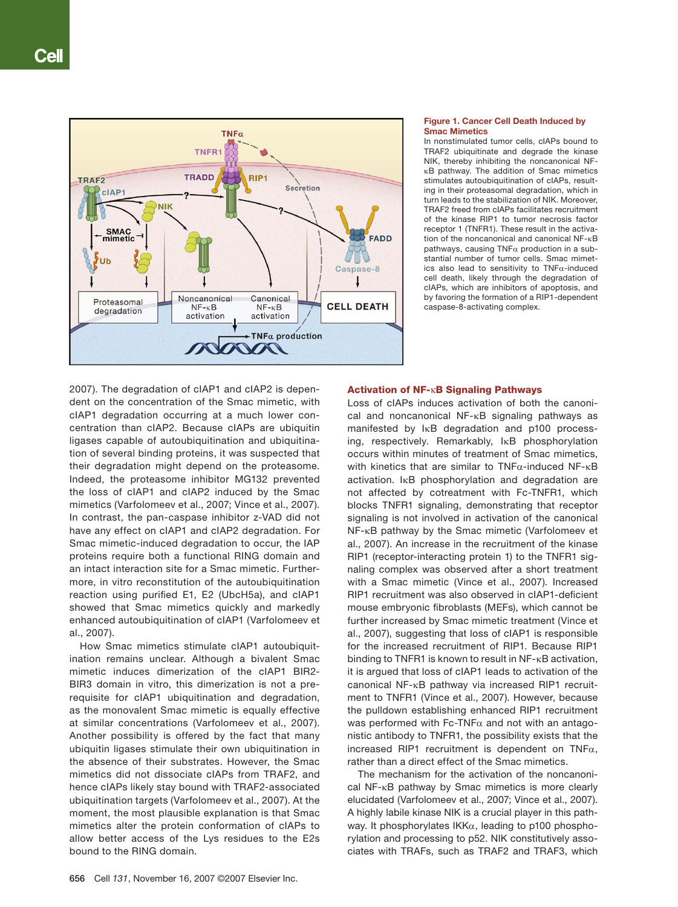**Figure 1. Cancer Cell Death Induced by Smac Mimetics**

In nonstimulated tumor cells, cIAPs bound to TRAF2 ubiquitinate and degrade the kinase NIK, thereby inhibiting the noncanonical NF-κB pathway. The addition of Smac mimetics stimulates autoubiquitination of cIAPs, resulting in their proteasomal degradation, which in turn leads to the stabilization of NIK. Moreover, TRAF2 freed from cIAPs facilitates recruitment of the kinase RIP1 to tumor necrosis factor receptor 1 (TNFR1). These result in the activation of the noncanonical and canonical NF-κB pathways, causing TNFα production in a substantial number of tumor cells. Smac mimetics also lead to sensitivity to TNFα-induced cell death, likely through the degradation of cIAPs, which are inhibitors of apoptosis, and by favoring the formation of a RIP1-dependent caspase-8-activating complex.

2007). The degradation of cIAP1 and cIAP2 is dependent on the concentration of the Smac mimetic, with cIAP1 degradation occurring at a much lower concentration than cIAP2. Because cIAPs are ubiquitin ligases capable of autoubiquitination and ubiquitination of several binding proteins, it was suspected that their degradation might depend on the proteasome. Indeed, the proteasome inhibitor MG132 prevented the loss of cIAP1 and cIAP2 induced by the Smac mimetics (Varfolomeev et al., 2007; Vince et al., 2007). In contrast, the pan-caspase inhibitor z-VAD did not have any effect on cIAP1 and cIAP2 degradation. For Smac mimetic-induced degradation to occur, the IAP proteins require both a functional RING domain and an intact interaction site for a Smac mimetic. Furthermore, in vitro reconstitution of the autoubiquitination reaction using purified E1, E2 (UbcH5a), and cIAP1 showed that Smac mimetics quickly and markedly enhanced autoubiquitination of cIAP1 (Varfolomeev et al., 2007).

How Smac mimetics stimulate cIAP1 autoubiquitination remains unclear. Although a bivalent Smac mimetic induces dimerization of the cIAP1 BIR2-BIR3 domain in vitro, this dimerization is not a prerequisite for cIAP1 ubiquitination and degradation, as the monovalent Smac mimetic is equally effective at similar concentrations (Varfolomeev et al., 2007). Another possibility is offered by the fact that many ubiquitin ligases stimulate their own ubiquitination in the absence of their substrates. However, the Smac mimetics did not dissociate cIAPs from TRAF2, and hence cIAPs likely stay bound with TRAF2-associated ubiquitination targets (Varfolomeev et al., 2007). At the moment, the most plausible explanation is that Smac mimetics alter the protein conformation of cIAPs to allow better access of the Lys residues to the E2s bound to the RING domain.

## Activation of NF-κB Signaling Pathways

Loss of cIAPs induces activation of both the canonical and noncanonical NF-κB signaling pathways as manifested by IκB degradation and p100 processing, respectively. Remarkably, IκB phosphorylation occurs within minutes of treatment of Smac mimetics, with kinetics that are similar to TNFα-induced NF-κB activation. IκB phosphorylation and degradation are not affected by cotreatment with Fc-TNFR1, which blocks TNFR1 signaling, demonstrating that receptor signaling is not involved in activation of the canonical NF-κB pathway by the Smac mimetic (Varfolomeev et al., 2007). An increase in the recruitment of the kinase RIP1 (receptor-interacting protein 1) to the TNFR1 signaling complex was observed after a short treatment with a Smac mimetic (Vince et al., 2007). Increased RIP1 recruitment was also observed in cIAP1-deficient mouse embryonic fibroblasts (MEFs), which cannot be further increased by Smac mimetic treatment (Vince et al., 2007), suggesting that loss of cIAP1 is responsible for the increased recruitment of RIP1. Because RIP1 binding to TNFR1 is known to result in NF-κB activation, it is argued that loss of cIAP1 leads to activation of the canonical NF-κB pathway via increased RIP1 recruitment to TNFR1 (Vince et al., 2007). However, because the pulldown establishing enhanced RIP1 recruitment was performed with Fc-TNFα and not with an antagonistic antibody to TNFR1, the possibility exists that the increased RIP1 recruitment is dependent on TNFα, rather than a direct effect of the Smac mimetics.

The mechanism for the activation of the noncanonical NF-κB pathway by Smac mimetics is more clearly elucidated (Varfolomeev et al., 2007; Vince et al., 2007). A highly labile kinase NIK is a crucial player in this pathway. It phosphorylates IKKα, leading to p100 phosphorylation and processing to p52. NIK constitutively associates with TRAFs, such as TRAF2 and TRAF3, which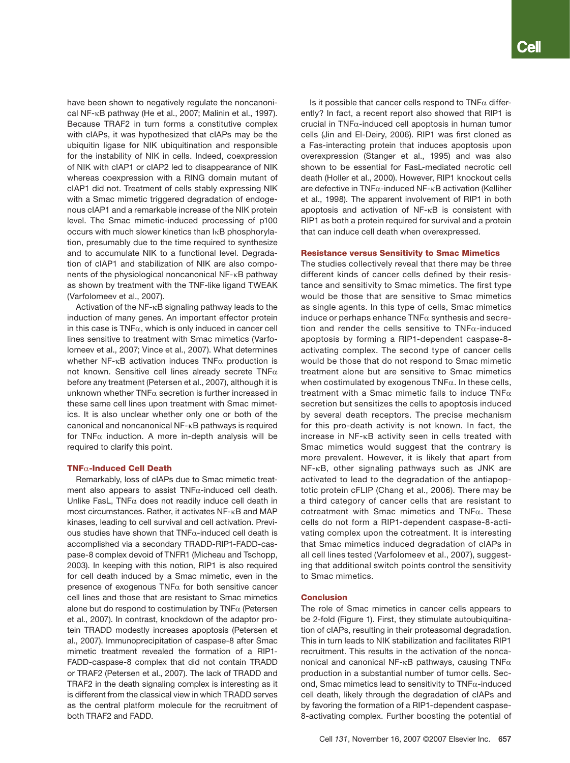have been shown to negatively regulate the noncanonical NF-κB pathway (He et al., 2007; Malinin et al., 1997). Because TRAF2 in turn forms a constitutive complex with cIAPs, it was hypothesized that cIAPs may be the ubiquitin ligase for NIK ubiquitination and responsible for the instability of NIK in cells. Indeed, coexpression of NIK with cIAP1 or cIAP2 led to disappearance of NIK whereas coexpression with a RING domain mutant of cIAP1 did not. Treatment of cells stably expressing NIK with a Smac mimetic triggered degradation of endogenous cIAP1 and a remarkable increase of the NIK protein level. The Smac mimetic-induced processing of p100 occurs with much slower kinetics than IκB phosphorylation, presumably due to the time required to synthesize and to accumulate NIK to a functional level. Degradation of cIAP1 and stabilization of NIK are also components of the physiological noncanonical NF-κB pathway as shown by treatment with the TNF-like ligand TWEAK (Varfolomeev et al., 2007).

Activation of the NF-κB signaling pathway leads to the induction of many genes. An important effector protein in this case is TNFα, which is only induced in cancer cell lines sensitive to treatment with Smac mimetics (Varfolomeev et al., 2007; Vince et al., 2007). What determines whether NF-κB activation induces TNFα production is not known. Sensitive cell lines already secrete TNFα before any treatment (Petersen et al., 2007), although it is unknown whether TNFα secretion is further increased in these same cell lines upon treatment with Smac mimetics. It is also unclear whether only one or both of the canonical and noncanonical NF-κB pathways is required for TNFα induction. A more in-depth analysis will be required to clarify this point.

## TNFα-Induced Cell Death

Remarkably, loss of cIAPs due to Smac mimetic treatment also appears to assist TNFα-induced cell death. Unlike FasL, TNFα does not readily induce cell death in most circumstances. Rather, it activates NF-κB and MAP kinases, leading to cell survival and cell activation. Previous studies have shown that TNFα-induced cell death is accomplished via a secondary TRADD-RIP1-FADD-caspase-8 complex devoid of TNFR1 (Micheau and Tschopp, 2003). In keeping with this notion, RIP1 is also required for cell death induced by a Smac mimetic, even in the presence of exogenous TNFα for both sensitive cancer cell lines and those that are resistant to Smac mimetics alone but do respond to costimulation by TNFα (Petersen et al., 2007). In contrast, knockdown of the adaptor protein TRADD modestly increases apoptosis (Petersen et al., 2007). Immunoprecipitation of caspase-8 after Smac mimetic treatment revealed the formation of a RIP1-FADD-caspase-8 complex that did not contain TRADD or TRAF2 (Petersen et al., 2007). The lack of TRADD and TRAF2 in the death signaling complex is interesting as it is different from the classical view in which TRADD serves as the central platform molecule for the recruitment of both TRAF2 and FADD.

Is it possible that cancer cells respond to TNFα differently? In fact, a recent report also showed that RIP1 is crucial in TNFα-induced cell apoptosis in human tumor cells (Jin and El-Deiry, 2006). RIP1 was first cloned as a Fas-interacting protein that induces apoptosis upon overexpression (Stanger et al., 1995) and was also shown to be essential for FasL-mediated necrotic cell death (Holler et al., 2000). However, RIP1 knockout cells are defective in TNFα-induced NF-κB activation (Kelliher et al., 1998). The apparent involvement of RIP1 in both apoptosis and activation of NF-κB is consistent with RIP1 as both a protein required for survival and a protein that can induce cell death when overexpressed.

## Resistance versus Sensitivity to Smac Mimetics

The studies collectively reveal that there may be three different kinds of cancer cells defined by their resistance and sensitivity to Smac mimetics. The first type would be those that are sensitive to Smac mimetics as single agents. In this type of cells, Smac mimetics induce or perhaps enhance TNFα synthesis and secretion and render the cells sensitive to TNFα-induced apoptosis by forming a RIP1-dependent caspase-8-activating complex. The second type of cancer cells would be those that do not respond to Smac mimetic treatment alone but are sensitive to Smac mimetics when costimulated by exogenous TNFα. In these cells, treatment with a Smac mimetic fails to induce TNFα secretion but sensitizes the cells to apoptosis induced by several death receptors. The precise mechanism for this pro-death activity is not known. In fact, the increase in NF-κB activity seen in cells treated with Smac mimetics would suggest that the contrary is more prevalent. However, it is likely that apart from NF-κB, other signaling pathways such as JNK are activated to lead to the degradation of the antiapoptotic protein cFLIP (Chang et al., 2006). There may be a third category of cancer cells that are resistant to cotreatment with Smac mimetics and TNFα. These cells do not form a RIP1-dependent caspase-8-activating complex upon the cotreatment. It is interesting that Smac mimetics induced degradation of cIAPs in all cell lines tested (Varfolomeev et al., 2007), suggesting that additional switch points control the sensitivity to Smac mimetics.

## Conclusion

The role of Smac mimetics in cancer cells appears to be 2-fold (Figure 1). First, they stimulate autoubiquitination of cIAPs, resulting in their proteasomal degradation. This in turn leads to NIK stabilization and facilitates RIP1 recruitment. This results in the activation of the noncanonical and canonical NF-κB pathways, causing TNFα production in a substantial number of tumor cells. Second, Smac mimetics lead to sensitivity to TNFα-induced cell death, likely through the degradation of cIAPs and by favoring the formation of a RIP1-dependent caspase-8-activating complex. Further boosting the potential of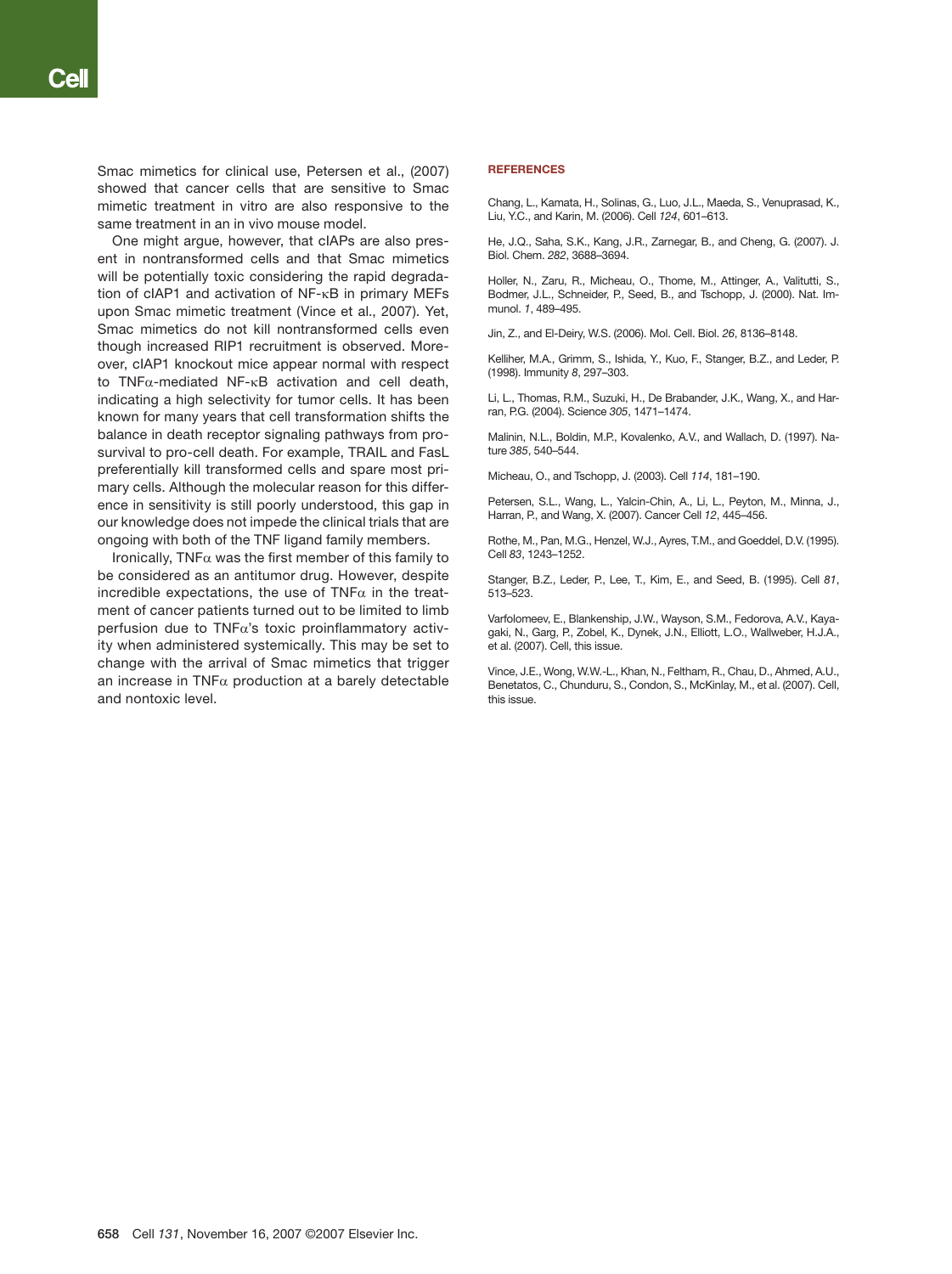Smac mimetics for clinical use, Petersen et al., (2007) showed that cancer cells that are sensitive to Smac mimetic treatment in vitro are also responsive to the same treatment in an in vivo mouse model.

One might argue, however, that cIAPs are also present in nontransformed cells and that Smac mimetics will be potentially toxic considering the rapid degradation of cIAP1 and activation of NF-κB in primary MEFs upon Smac mimetic treatment (Vince et al., 2007). Yet, Smac mimetics do not kill nontransformed cells even though increased RIP1 recruitment is observed. Moreover, cIAP1 knockout mice appear normal with respect to TNFα-mediated NF-κB activation and cell death, indicating a high selectivity for tumor cells. It has been known for many years that cell transformation shifts the balance in death receptor signaling pathways from prosurvival to pro-cell death. For example, TRAIL and FasL preferentially kill transformed cells and spare most primary cells. Although the molecular reason for this difference in sensitivity is still poorly understood, this gap in our knowledge does not impede the clinical trials that are ongoing with both of the TNF ligand family members.

Ironically, TNFα was the first member of this family to be considered as an antitumor drug. However, despite incredible expectations, the use of TNFα in the treatment of cancer patients turned out to be limited to limb perfusion due to TNFα's toxic proinflammatory activity when administered systemically. This may be set to change with the arrival of Smac mimetics that trigger an increase in TNFα production at a barely detectable and nontoxic level.

## REFERENCES

Chang, L., Kamata, H., Solinas, G., Luo, J.L., Maeda, S., Venuprasad, K., Liu, Y.C., and Karin, M. (2006). Cell *124*, 601–613.

He, J.Q., Saha, S.K., Kang, J.R., Zarnegar, B., and Cheng, G. (2007). J. Biol. Chem. *282*, 3688–3694.

Holler, N., Zaru, R., Micheau, O., Thome, M., Attinger, A., Valitutti, S., Bodmer, J.L., Schneider, P., Seed, B., and Tschopp, J. (2000). Nat. Immunol. *1*, 489–495.

Jin, Z., and El-Deiry, W.S. (2006). Mol. Cell. Biol. *26*, 8136–8148.

Kelliher, M.A., Grimm, S., Ishida, Y., Kuo, F., Stanger, B.Z., and Leder, P. (1998). Immunity *8*, 297–303.

Li, L., Thomas, R.M., Suzuki, H., De Brabander, J.K., Wang, X., and Harran, P.G. (2004). Science *305*, 1471–1474.

Malinin, N.L., Boldin, M.P., Kovalenko, A.V., and Wallach, D. (1997). Nature *385*, 540–544.

Micheau, O., and Tschopp, J. (2003). Cell *114*, 181–190.

Petersen, S.L., Wang, L., Yalcin-Chin, A., Li, L., Peyton, M., Minna, J., Harran, P., and Wang, X. (2007). Cancer Cell *12*, 445–456.

Rothe, M., Pan, M.G., Henzel, W.J., Ayres, T.M., and Goeddel, D.V. (1995). Cell *83*, 1243–1252.

Stanger, B.Z., Leder, P., Lee, T., Kim, E., and Seed, B. (1995). Cell *81*, 513–523.

Varfolomeev, E., Blankenship, J.W., Wayson, S.M., Fedorova, A.V., Kayagaki, N., Garg, P., Zobel, K., Dynek, J.N., Elliott, L.O., Wallweber, H.J.A., et al. (2007). Cell, this issue.

Vince, J.E., Wong, W.W.-L., Khan, N., Feltham, R., Chau, D., Ahmed, A.U., Benetatos, C., Chunduru, S., Condon, S., McKinlay, M., et al. (2007). Cell, this issue.